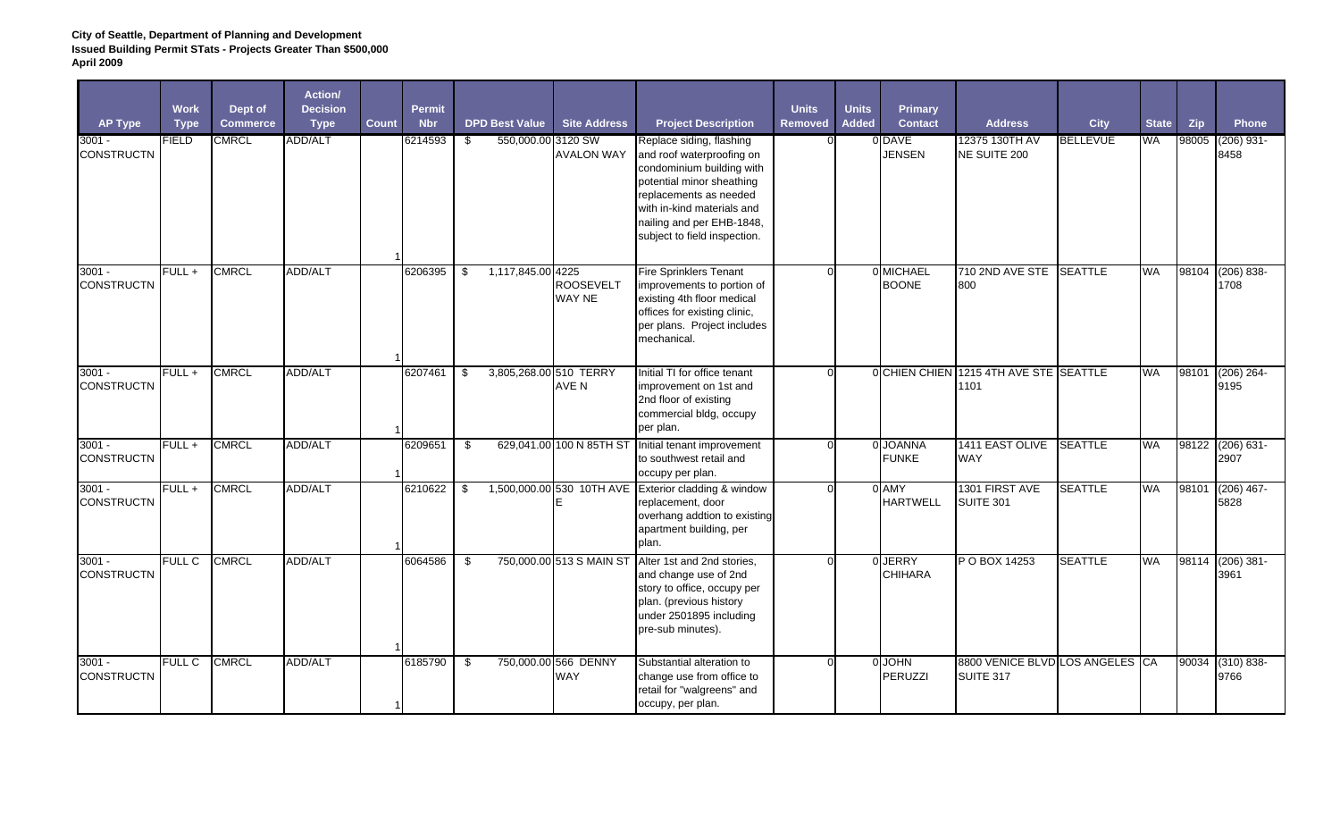**City of Seattle, Department of Planning and Development**
**Issued Building Permit STats - Projects Greater Than $500,000**
**April 2009**

| AP Type | Work Type | Dept of Commerce | Action/ Decision Type | Count | Permit Nbr | DPD Best Value | Site Address | Project Description | Units Removed | Units Added | Primary Contact | Address | City | State | Zip | Phone |
|---|---|---|---|---|---|---|---|---|---|---|---|---|---|---|---|---|
| 3001 - CONSTRUCTN | FIELD | CMRCL | ADD/ALT | 1 | 6214593 | $ 550,000.00 | 3120 SW AVALON WAY | Replace siding, flashing and roof waterproofing on condominium building with potential minor sheathing replacements as needed with in-kind materials and nailing and per EHB-1848, subject to field inspection. | 0 | 0 | DAVE JENSEN | 12375 130TH AV NE SUITE 200 | BELLEVUE | WA | 98005 | (206) 931-8458 |
| 3001 - CONSTRUCTN | FULL + | CMRCL | ADD/ALT | 1 | 6206395 | $ 1,117,845.00 | 4225 ROOSEVELT WAY NE | Fire Sprinklers Tenant improvements to portion of existing 4th floor medical offices for existing clinic, per plans. Project includes mechanical. | 0 | 0 | MICHAEL BOONE | 710 2ND AVE STE 800 | SEATTLE | WA | 98104 | (206) 838-1708 |
| 3001 - CONSTRUCTN | FULL + | CMRCL | ADD/ALT | 1 | 6207461 | $ 3,805,268.00 | 510 TERRY AVE N | Initial TI for office tenant improvement on 1st and 2nd floor of existing commercial bldg, occupy per plan. | 0 | 0 | CHIEN CHIEN | 1215 4TH AVE STE 1101 | SEATTLE | WA | 98101 | (206) 264-9195 |
| 3001 - CONSTRUCTN | FULL + | CMRCL | ADD/ALT | 1 | 6209651 | $ 629,041.00 | 100 N 85TH ST | Initial tenant improvement to southwest retail and occupy per plan. | 0 | 0 | JOANNA FUNKE | 1411 EAST OLIVE WAY | SEATTLE | WA | 98122 | (206) 631-2907 |
| 3001 - CONSTRUCTN | FULL + | CMRCL | ADD/ALT | 1 | 6210622 | $ 1,500,000.00 | 530 10TH AVE E | Exterior cladding & window replacement, door overhang addtion to existing apartment building, per plan. | 0 | 0 | AMY HARTWELL | 1301 FIRST AVE SUITE 301 | SEATTLE | WA | 98101 | (206) 467-5828 |
| 3001 - CONSTRUCTN | FULL C | CMRCL | ADD/ALT | 1 | 6064586 | $ 750,000.00 | 513 S MAIN ST | Alter 1st and 2nd stories, and change use of 2nd story to office, occupy per plan. (previous history under 2501895 including pre-sub minutes). | 0 | 0 | JERRY CHIHARA | P O BOX 14253 | SEATTLE | WA | 98114 | (206) 381-3961 |
| 3001 - CONSTRUCTN | FULL C | CMRCL | ADD/ALT | 1 | 6185790 | $ 750,000.00 | 566 DENNY WAY | Substantial alteration to change use from office to retail for "walgreens" and occupy, per plan. | 0 | 0 | JOHN PERUZZI | 8800 VENICE BLVD SUITE 317 | LOS ANGELES | CA | 90034 | (310) 838-9766 |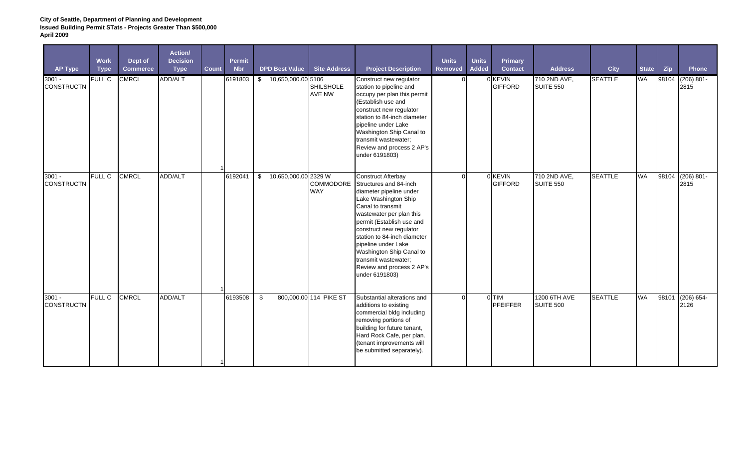**City of Seattle, Department of Planning and Development**
**Issued Building Permit STats - Projects Greater Than $500,000**
**April 2009**

| AP Type | Work Type | Dept of Commerce | Action/ Decision Type | Count | Permit Nbr | DPD Best Value | Site Address | Project Description | Units Removed | Units Added | Primary Contact | Address | City | State | Zip | Phone |
|---|---|---|---|---|---|---|---|---|---|---|---|---|---|---|---|---|
| 3001 - CONSTRUCTN | FULL C | CMRCL | ADD/ALT | 1 | 6191803 | $ 10,650,000.00 | 5106 SHILSHOLE AVE NW | Construct new regulator station to pipeline and occupy per plan this permit (Establish use and construct new regulator station to 84-inch diameter pipeline under Lake Washington Ship Canal to transmit wastewater; Review and process 2 AP's under 6191803) | 0 | 0 | KEVIN GIFFORD | 710 2ND AVE, SUITE 550 | SEATTLE | WA | 98104 | (206) 801-2815 |
| 3001 - CONSTRUCTN | FULL C | CMRCL | ADD/ALT | 1 | 6192041 | $ 10,650,000.00 | 2329 W COMMODORE WAY | Construct Afterbay Structures and 84-inch diameter pipeline under Lake Washington Ship Canal to transmit wastewater per plan this permit (Establish use and construct new regulator station to 84-inch diameter pipeline under Lake Washington Ship Canal to transmit wastewater; Review and process 2 AP's under 6191803) | 0 | 0 | KEVIN GIFFORD | 710 2ND AVE, SUITE 550 | SEATTLE | WA | 98104 | (206) 801-2815 |
| 3001 - CONSTRUCTN | FULL C | CMRCL | ADD/ALT | 1 | 6193508 | $ 800,000.00 | 114 PIKE ST | Substantial alterations and additions to existing commercial bldg including removing portions of building for future tenant, Hard Rock Cafe, per plan. (tenant improvements will be submitted separately). | 0 | 0 | TIM PFEIFFER | 1200 6TH AVE SUITE 500 | SEATTLE | WA | 98101 | (206) 654-2126 |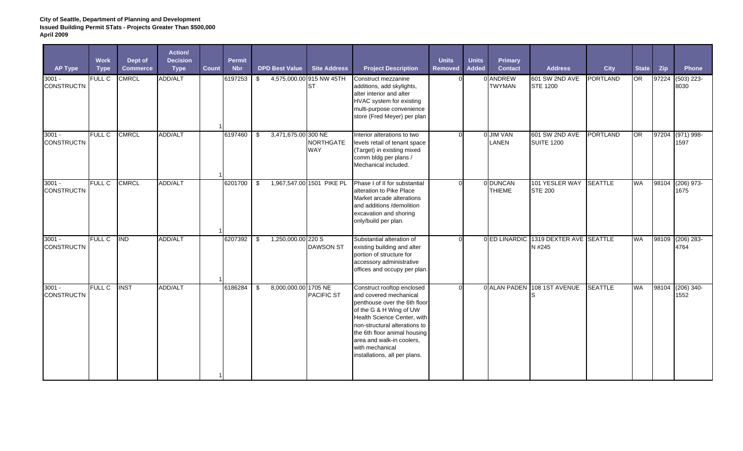**City of Seattle, Department of Planning and Development**
**Issued Building Permit STats - Projects Greater Than $500,000**
**April 2009**

| AP Type | Work Type | Dept of Commerce | Action/ Decision Type | Count | Permit Nbr | DPD Best Value | Site Address | Project Description | Units Removed | Units Added | Primary Contact | Address | City | State | Zip | Phone |
|---|---|---|---|---|---|---|---|---|---|---|---|---|---|---|---|---|
| 3001 - CONSTRUCTN | FULL C | CMRCL | ADD/ALT | 1 | 6197253 | $ 4,575,000.00 | 915 NW 45TH ST | Construct mezzanine additions, add skylights, alter interior and alter HVAC system for existing multi-purpose convenience store (Fred Meyer) per plan | 0 | 0 | ANDREW TWYMAN | 601 SW 2ND AVE STE 1200 | PORTLAND | OR | 97224 | (503) 223-8030 |
| 3001 - CONSTRUCTN | FULL C | CMRCL | ADD/ALT | 1 | 6197460 | $ 3,471,675.00 | 300 NE NORTHGATE WAY | Interior alterations to two levels retail of tenant space (Target) in existing mixed comm bldg per plans / Mechanical included. | 0 | 0 | JIM VAN LANEN | 601 SW 2ND AVE SUITE 1200 | PORTLAND | OR | 97204 | (971) 998-1597 |
| 3001 - CONSTRUCTN | FULL C | CMRCL | ADD/ALT | 1 | 6201700 | $ 1,967,547.00 | 1501 PIKE PL | Phase I of II for substantial alteration to Pike Place Market arcade alterations and additions /demolition excavation and shoring only/build per plan. | 0 | 0 | DUNCAN THIEME | 101 YESLER WAY STE 200 | SEATTLE | WA | 98104 | (206) 973-1675 |
| 3001 - CONSTRUCTN | FULL C | IND | ADD/ALT | 1 | 6207392 | $ 1,250,000.00 | 220 S DAWSON ST | Substantial alteration of existing building and alter portion of structure for accessory administrative offices and occupy per plan. | 0 | 0 | ED LINARDIC | 1319 DEXTER AVE N #245 | SEATTLE | WA | 98109 | (206) 283-4764 |
| 3001 - CONSTRUCTN | FULL C | INST | ADD/ALT | 1 | 6186284 | $ 8,000,000.00 | 1705 NE PACIFIC ST | Construct rooftop enclosed and covered mechanical penthouse over the 6th floor of the G & H Wing of UW Health Science Center, with non-structural alterations to the 6th floor animal housing area and walk-in coolers, with mechanical installations, all per plans. | 0 | 0 | ALAN PADEN | 108 1ST AVENUE S | SEATTLE | WA | 98104 | (206) 340-1552 |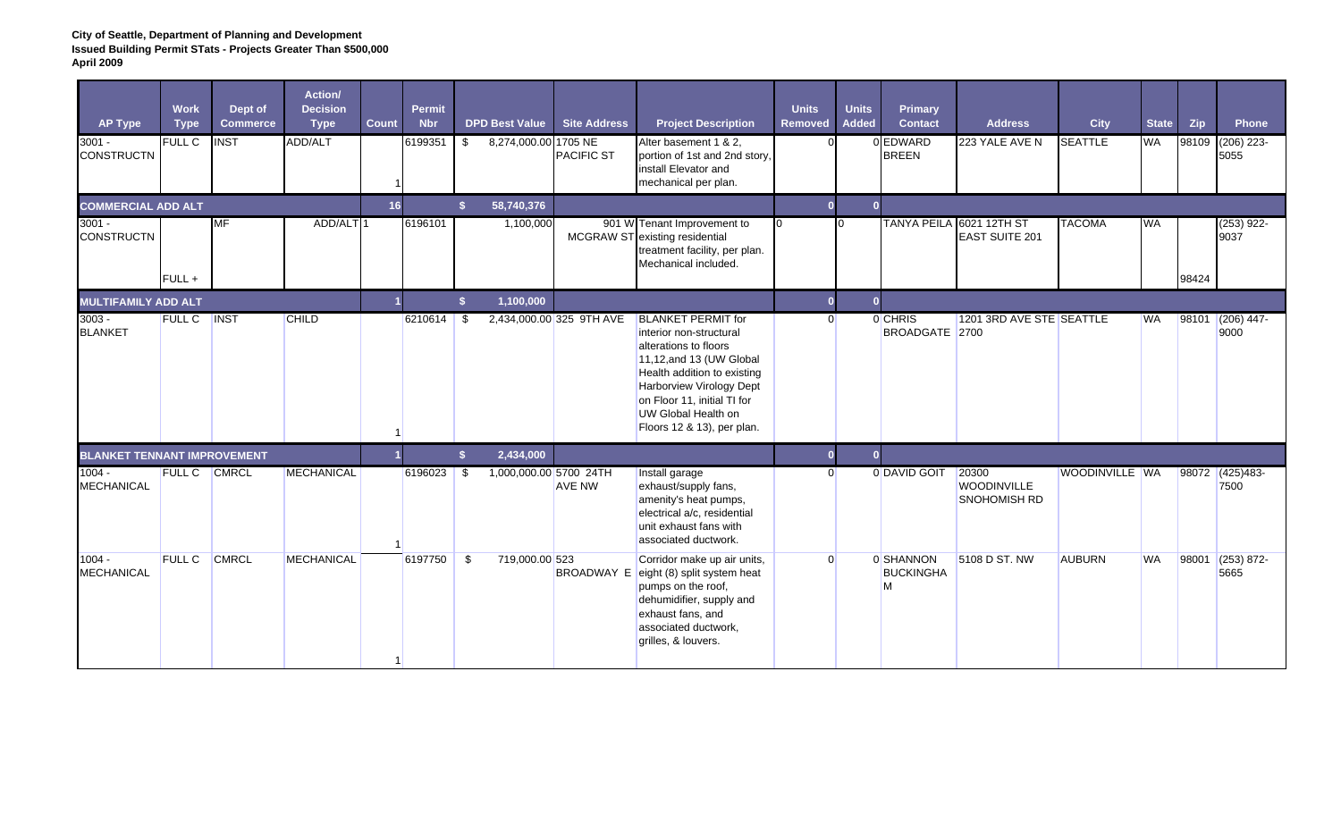**City of Seattle, Department of Planning and Development**
**Issued Building Permit STats - Projects Greater Than $500,000**
**April 2009**

| AP Type | Work Type | Dept of Commerce | Action/ Decision Type | Count | Permit Nbr | DPD Best Value | Site Address | Project Description | Units Removed | Units Added | Primary Contact | Address | City | State | Zip | Phone |
|---|---|---|---|---|---|---|---|---|---|---|---|---|---|---|---|---|
| 3001 - CONSTRUCTN | FULL C | INST | ADD/ALT | 1 | 6199351 | $ 8,274,000.00 | 1705 NE PACIFIC ST | Alter basement 1 & 2, portion of 1st and 2nd story, install Elevator and mechanical per plan. | 0 | 0 | EDWARD BREEN | 223 YALE AVE N | SEATTLE | WA | 98109 | (206) 223-5055 |
| **COMMERCIAL ADD ALT** | | | | **16** | | **$ 58,740,376** | | | **0** | **0** | | | | | | |
| 3001 - CONSTRUCTN | FULL + | MF | ADD/ALT | 1 | 6196101 | 1,100,000 | 901 W MCGRAW ST | Tenant Improvement to existing residential treatment facility, per plan. Mechanical included. | 0 | 0 | TANYA PEILA | 6021 12TH ST EAST SUITE 201 | TACOMA | WA | 98424 | (253) 922-9037 |
| **MULTIFAMILY ADD ALT** | | | | **1** | | **$ 1,100,000** | | | **0** | **0** | | | | | | |
| 3003 - BLANKET | FULL C | INST | CHILD | 1 | 6210614 | $ 2,434,000.00 | 325 9TH AVE | BLANKET PERMIT for interior non-structural alterations to floors 11,12,and 13 (UW Global Health addition to existing Harborview Virology Dept on Floor 11, initial TI for UW Global Health on Floors 12 & 13), per plan. | 0 | 0 | CHRIS BROADGATE | 1201 3RD AVE STE 2700 | SEATTLE | WA | 98101 | (206) 447-9000 |
| **BLANKET TENNANT IMPROVEMENT** | | | | **1** | | **$ 2,434,000** | | | **0** | **0** | | | | | | |
| 1004 - MECHANICAL | FULL C | CMRCL | MECHANICAL | 1 | 6196023 | $ 1,000,000.00 | 5700 24TH AVE NW | Install garage exhaust/supply fans, amenity's heat pumps, electrical a/c, residential unit exhaust fans with associated ductwork. | 0 | 0 | DAVID GOIT | 20300 WOODINVILLE SNOHOMISH RD | WOODINVILLE | WA | 98072 | (425)483-7500 |
| 1004 - MECHANICAL | FULL C | CMRCL | MECHANICAL | 1 | 6197750 | $ 719,000.00 | 523 BROADWAY E | Corridor make up air units, eight (8) split system heat pumps on the roof, dehumidifier, supply and exhaust fans, and associated ductwork, grilles, & louvers. | 0 | 0 | SHANNON BUCKINGHAM | 5108 D ST. NW | AUBURN | WA | 98001 | (253) 872-5665 |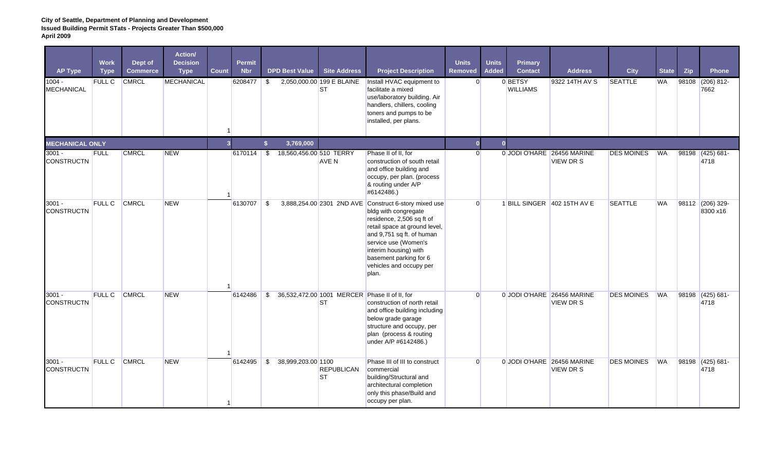**City of Seattle, Department of Planning and Development**
**Issued Building Permit STats - Projects Greater Than $500,000**
**April 2009**

| AP Type | Work Type | Dept of Commerce | Action/ Decision Type | Count | Permit Nbr | DPD Best Value | Site Address | Project Description | Units Removed | Units Added | Primary Contact | Address | City | State | Zip | Phone |
|---|---|---|---|---|---|---|---|---|---|---|---|---|---|---|---|---|
| 1004 - MECHANICAL | FULL C | CMRCL | MECHANICAL | 1 | 6208477 | $ 2,050,000.00 | 199 E BLAINE ST | Install HVAC equipment to facilitate a mixed use/laboratory building. Air handlers, chillers, cooling toners and pumps to be installed, per plans. | 0 | 0 | BETSY WILLIAMS | 9322 14TH AV S | SEATTLE | WA | 98108 | (206) 812-7662 |
| **MECHANICAL ONLY** | | | | **3** | | **$ 3,769,000** | | | **0** | **0** | | | | | | |
| 3001 - CONSTRUCTN | FULL | CMRCL | NEW | 1 | 6170114 | $ 18,560,456.00 | 510 TERRY AVE N | Phase II of II, for construction of south retail and office building and occupy, per plan. (process & routing under A/P #6142486.) | 0 | 0 | JODI O'HARE | 26456 MARINE VIEW DR S | DES MOINES | WA | 98198 | (425) 681-4718 |
| 3001 - CONSTRUCTN | FULL C | CMRCL | NEW | 1 | 6130707 | $ 3,888,254.00 | 2301 2ND AVE | Construct 6-story mixed use bldg with congregate residence, 2,506 sq ft of retail space at ground level, and 9,751 sq ft. of human service use (Women's interim housing) with basement parking for 6 vehicles and occupy per plan. | 0 | 1 | BILL SINGER | 402 15TH AV E | SEATTLE | WA | 98112 | (206) 329-8300 x16 |
| 3001 - CONSTRUCTN | FULL C | CMRCL | NEW | 1 | 6142486 | $ 36,532,472.00 | 1001 MERCER ST | Phase II of II, for construction of north retail and office building including below grade garage structure and occupy, per plan (process & routing under A/P #6142486.) | 0 | 0 | JODI O'HARE | 26456 MARINE VIEW DR S | DES MOINES | WA | 98198 | (425) 681-4718 |
| 3001 - CONSTRUCTN | FULL C | CMRCL | NEW | 1 | 6142495 | $ 38,999,203.00 | 1100 REPUBLICAN ST | Phase III of III to construct commercial building/Structural and architectural completion only this phase/Build and occupy per plan. | 0 | 0 | JODI O'HARE | 26456 MARINE VIEW DR S | DES MOINES | WA | 98198 | (425) 681-4718 |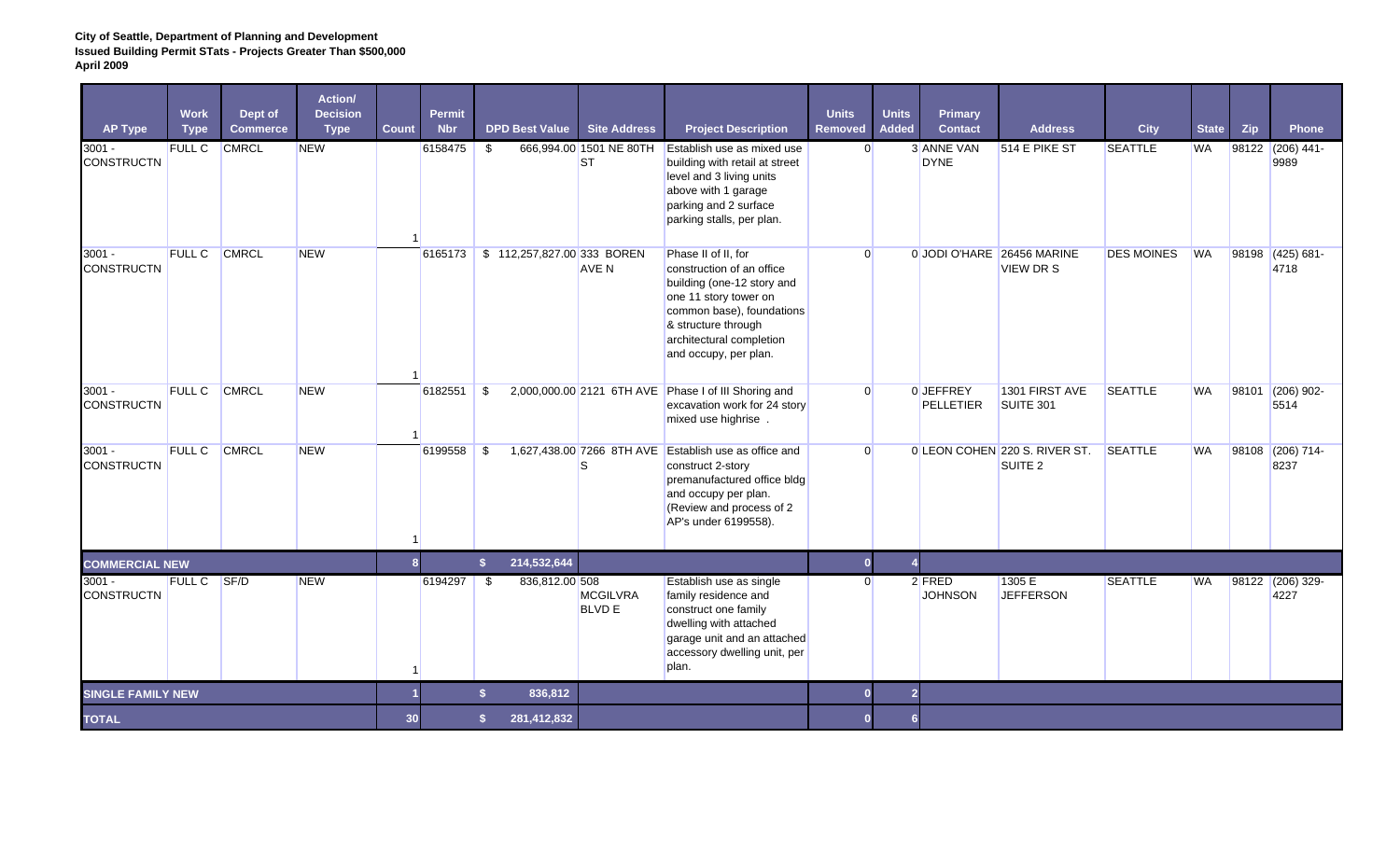**City of Seattle, Department of Planning and Development**
**Issued Building Permit STats - Projects Greater Than $500,000**
**April 2009**

| AP Type | Work Type | Dept of Commerce | Action/ Decision Type | Count | Permit Nbr | DPD Best Value | Site Address | Project Description | Units Removed | Units Added | Primary Contact | Address | City | State | Zip | Phone |
|---|---|---|---|---|---|---|---|---|---|---|---|---|---|---|---|---|
| 3001 - CONSTRUCTN | FULL C | CMRCL | NEW | 1 | 6158475 | $ 666,994.00 | 1501 NE 80TH ST | Establish use as mixed use building with retail at street level and 3 living units above with 1 garage parking and 2 surface parking stalls, per plan. | 0 | 3 | ANNE VAN DYNE | 514 E PIKE ST | SEATTLE | WA | 98122 | (206) 441-9989 |
| 3001 - CONSTRUCTN | FULL C | CMRCL | NEW | 1 | 6165173 | $ 112,257,827.00 | 333 BOREN AVE N | Phase II of II, for construction of an office building (one-12 story and one 11 story tower on common base), foundations & structure through architectural completion and occupy, per plan. | 0 | 0 | JODI O'HARE | 26456 MARINE VIEW DR S | DES MOINES | WA | 98198 | (425) 681-4718 |
| 3001 - CONSTRUCTN | FULL C | CMRCL | NEW | 1 | 6182551 | $ 2,000,000.00 | 2121 6TH AVE | Phase I of III Shoring and excavation work for 24 story mixed use highrise . | 0 | 0 | JEFFREY PELLETIER | 1301 FIRST AVE SUITE 301 | SEATTLE | WA | 98101 | (206) 902-5514 |
| 3001 - CONSTRUCTN | FULL C | CMRCL | NEW | 1 | 6199558 | $ 1,627,438.00 | 7266 8TH AVE S | Establish use as office and construct 2-story premanufactured office bldg and occupy per plan. (Review and process of 2 AP's under 6199558). | 0 | 0 | LEON COHEN | 220 S. RIVER ST. SUITE 2 | SEATTLE | WA | 98108 | (206) 714-8237 |
| **COMMERCIAL NEW** | | | | **8** | | **$ 214,532,644** | | | **0** | **4** | | | | | | |
| 3001 - CONSTRUCTN | FULL C | SF/D | NEW | 1 | 6194297 | $ 836,812.00 | 508 MCGILVRA BLVD E | Establish use as single family residence and construct one family dwelling with attached garage unit and an attached accessory dwelling unit, per plan. | 0 | 2 | FRED JOHNSON | 1305 E JEFFERSON | SEATTLE | WA | 98122 | (206) 329-4227 |
| **SINGLE FAMILY NEW** | | | | **1** | | **$ 836,812** | | | **0** | **2** | | | | | | |
| **TOTAL** | | | | **30** | | **$ 281,412,832** | | | **0** | **6** | | | | | | |